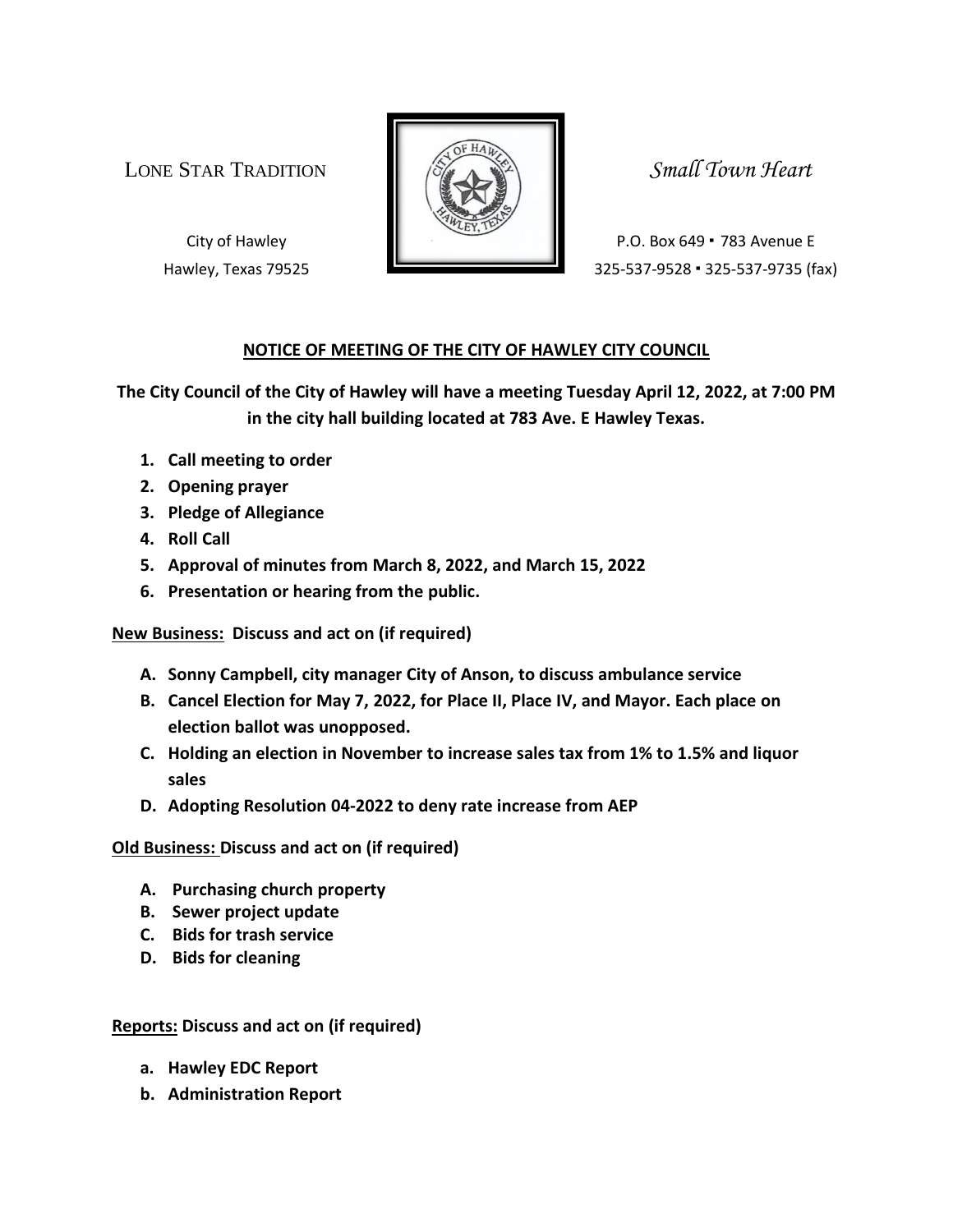LONE STAR TRADITION *Small Town Heart*

City of Hawley
Hawley, Texas 79525

P.O. Box 649 ▪ 783 Avenue E
325-537-9528 ▪ 325-537-9735 (fax)

## NOTICE OF MEETING OF THE CITY OF HAWLEY CITY COUNCIL

**The City Council of the City of Hawley will have a meeting Tuesday April 12, 2022, at 7:00 PM in the city hall building located at 783 Ave. E Hawley Texas.**

1. **Call meeting to order**
2. **Opening prayer**
3. **Pledge of Allegiance**
4. **Roll Call**
5. **Approval of minutes from March 8, 2022, and March 15, 2022**
6. **Presentation or hearing from the public.**

**New Business: Discuss and act on (if required)**

- **A. Sonny Campbell, city manager City of Anson, to discuss ambulance service**
- **B. Cancel Election for May 7, 2022, for Place II, Place IV, and Mayor. Each place on election ballot was unopposed.**
- **C. Holding an election in November to increase sales tax from 1% to 1.5% and liquor sales**
- **D. Adopting Resolution 04-2022 to deny rate increase from AEP**

**Old Business: Discuss and act on (if required)**

- **A. Purchasing church property**
- **B. Sewer project update**
- **C. Bids for trash service**
- **D. Bids for cleaning**

**Reports: Discuss and act on (if required)**

- **a. Hawley EDC Report**
- **b. Administration Report**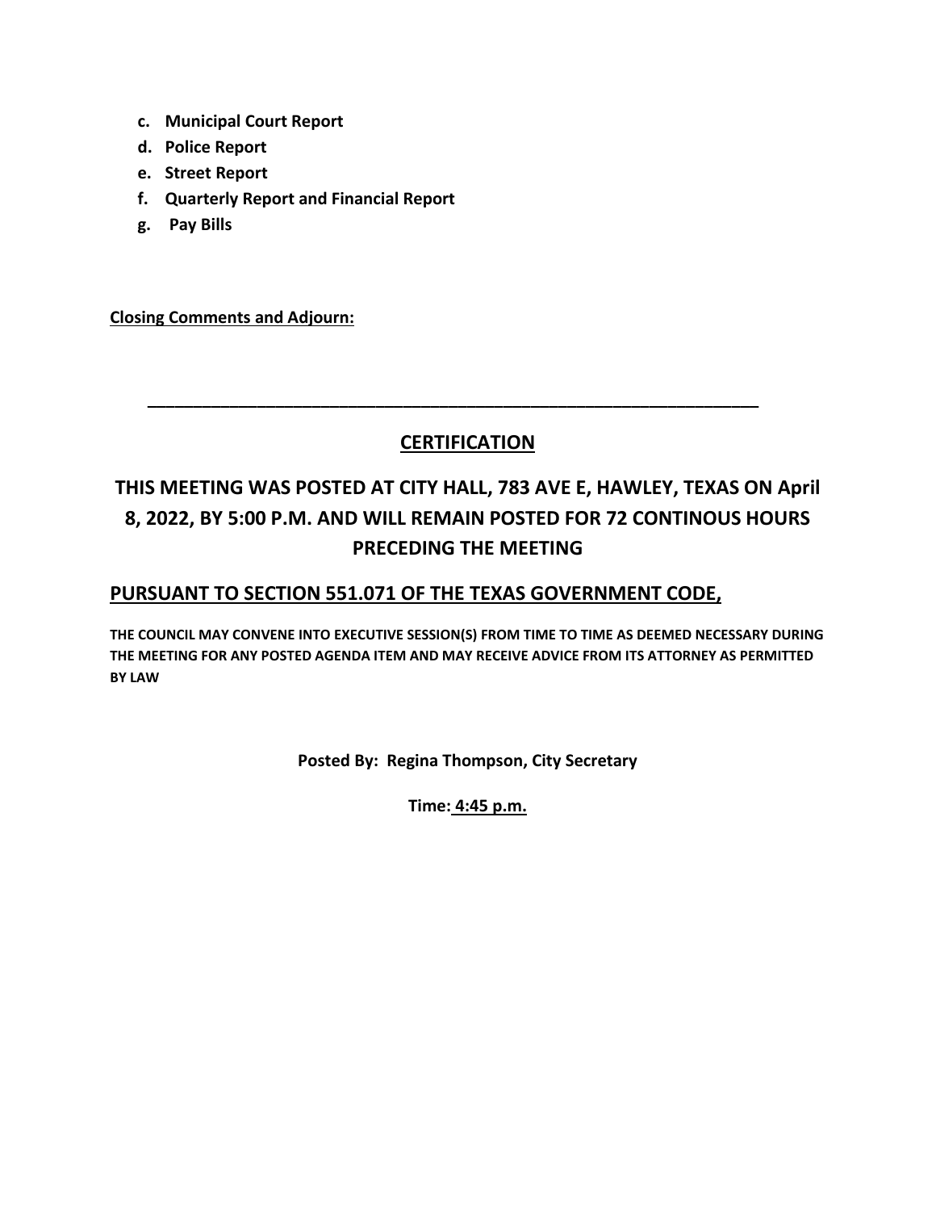c. **Municipal Court Report**
d. **Police Report**
e. **Street Report**
f. **Quarterly Report and Financial Report**
g. **Pay Bills**

**Closing Comments and Adjourn:**

---

## CERTIFICATION

### THIS MEETING WAS POSTED AT CITY HALL, 783 AVE E, HAWLEY, TEXAS ON April 8, 2022, BY 5:00 P.M. AND WILL REMAIN POSTED FOR 72 CONTINOUS HOURS PRECEDING THE MEETING

### PURSUANT TO SECTION 551.071 OF THE TEXAS GOVERNMENT CODE,

**THE COUNCIL MAY CONVENE INTO EXECUTIVE SESSION(S) FROM TIME TO TIME AS DEEMED NECESSARY DURING THE MEETING FOR ANY POSTED AGENDA ITEM AND MAY RECEIVE ADVICE FROM ITS ATTORNEY AS PERMITTED BY LAW**

**Posted By: Regina Thompson, City Secretary**

**Time: 4:45 p.m.**